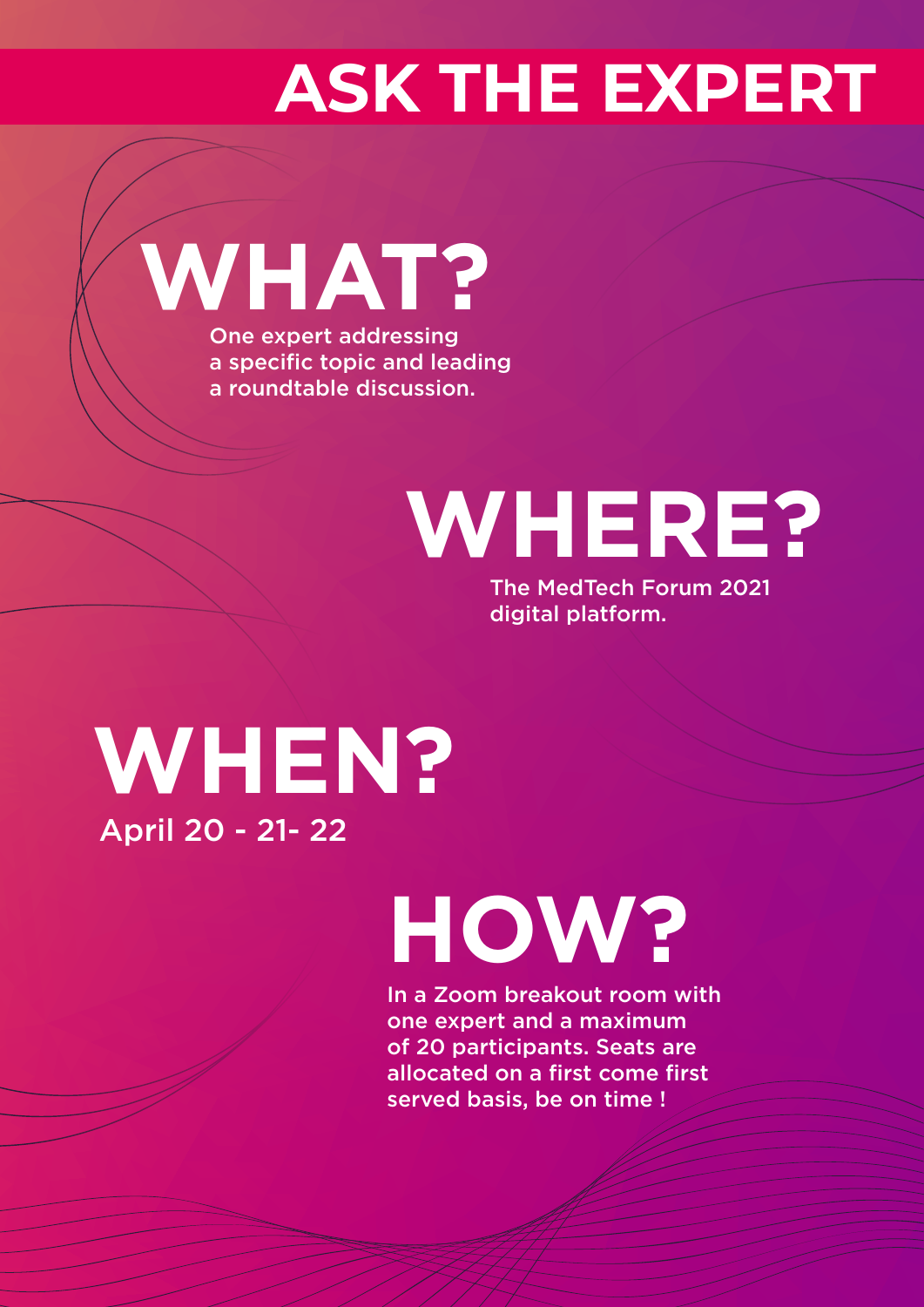# ASK THE EXPERT

## WHAT?

One expert addressing a specific topic and leading a roundtable discussion.

## WHERE?

The MedTech Forum 2021 digital platform.

## WHEN?

April 20 - 21- 22

## HOW?

In a Zoom breakout room with one expert and a maximum of 20 participants. Seats are allocated on a first come first served basis, be on time !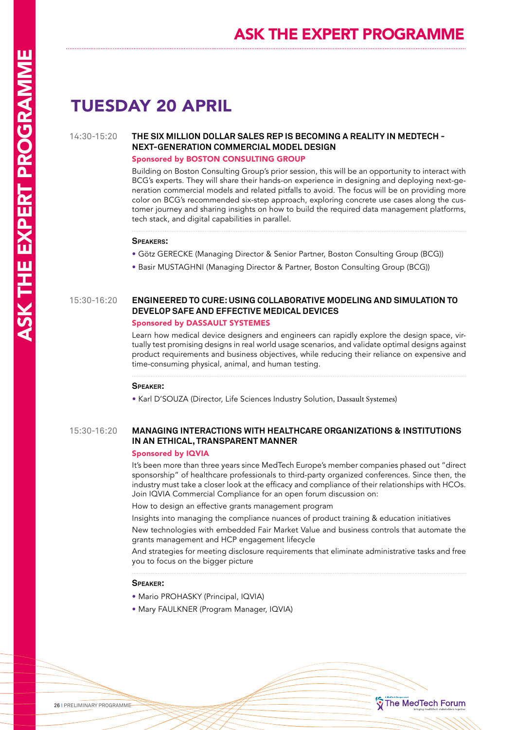# ASK THE EXPERT PROGRAMME

## TUESDAY 20 APRIL

### 14:30-15:20 THE SIX MILLION DOLLAR SALES REP IS BECOMING A REALITY IN MEDTECH – NEXT-GENERATION COMMERCIAL MODEL DESIGN

**Sponsored by BOSTON CONSULTING GROUP**

Building on Boston Consulting Group's prior session, this will be an opportunity to interact with BCG's experts. They will share their hands-on experience in designing and deploying next-generation commercial models and related pitfalls to avoid. The focus will be on providing more color on BCG's recommended six-step approach, exploring concrete use cases along the customer journey and sharing insights on how to build the required data management platforms, tech stack, and digital capabilities in parallel.

**Speakers:**

- Götz GERECKE (Managing Director & Senior Partner, Boston Consulting Group (BCG))
- Basir MUSTAGHNI (Managing Director & Partner, Boston Consulting Group (BCG))

### 15:30-16:20 ENGINEERED TO CURE: USING COLLABORATIVE MODELING AND SIMULATION TO DEVELOP SAFE AND EFFECTIVE MEDICAL DEVICES

**Sponsored by DASSAULT SYSTEMES**

Learn how medical device designers and engineers can rapidly explore the design space, virtually test promising designs in real world usage scenarios, and validate optimal designs against product requirements and business objectives, while reducing their reliance on expensive and time-consuming physical, animal, and human testing.

**Speaker:**

- Karl D'SOUZA (Director, Life Sciences Industry Solution, Dassault Systemes)

### 15:30-16:20 MANAGING INTERACTIONS WITH HEALTHCARE ORGANIZATIONS & INSTITUTIONS IN AN ETHICAL, TRANSPARENT MANNER

**Sponsored by IQVIA**

It's been more than three years since MedTech Europe's member companies phased out "direct sponsorship" of healthcare professionals to third-party organized conferences. Since then, the industry must take a closer look at the efficacy and compliance of their relationships with HCOs. Join IQVIA Commercial Compliance for an open forum discussion on:

How to design an effective grants management program

Insights into managing the compliance nuances of product training & education initiatives

New technologies with embedded Fair Market Value and business controls that automate the grants management and HCP engagement lifecycle

And strategies for meeting disclosure requirements that eliminate administrative tasks and free you to focus on the bigger picture

**Speaker:**

- Mario PROHASKY (Principal, IQVIA)
- Mary FAULKNER (Program Manager, IQVIA)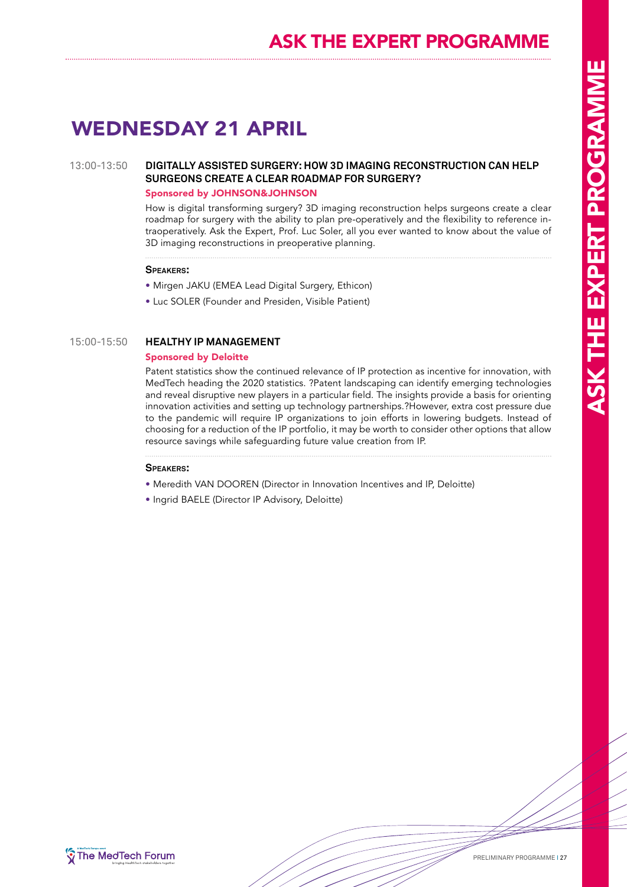# ASK THE EXPERT PROGRAMME

## WEDNESDAY 21 APRIL

### 13:00-13:50 DIGITALLY ASSISTED SURGERY: HOW 3D IMAGING RECONSTRUCTION CAN HELP SURGEONS CREATE A CLEAR ROADMAP FOR SURGERY?

**Sponsored by JOHNSON&JOHNSON**

How is digital transforming surgery? 3D imaging reconstruction helps surgeons create a clear roadmap for surgery with the ability to plan pre-operatively and the flexibility to reference intraoperatively. Ask the Expert, Prof. Luc Soler, all you ever wanted to know about the value of 3D imaging reconstructions in preoperative planning.

**Speakers:**

- Mirgen JAKU (EMEA Lead Digital Surgery, Ethicon)
- Luc SOLER (Founder and Presiden, Visible Patient)

### 15:00-15:50 HEALTHY IP MANAGEMENT

**Sponsored by Deloitte**

Patent statistics show the continued relevance of IP protection as incentive for innovation, with MedTech heading the 2020 statistics. ?Patent landscaping can identify emerging technologies and reveal disruptive new players in a particular field. The insights provide a basis for orienting innovation activities and setting up technology partnerships.?However, extra cost pressure due to the pandemic will require IP organizations to join efforts in lowering budgets. Instead of choosing for a reduction of the IP portfolio, it may be worth to consider other options that allow resource savings while safeguarding future value creation from IP.

**Speakers:**

- Meredith VAN DOOREN (Director in Innovation Incentives and IP, Deloitte)
- Ingrid BAELE (Director IP Advisory, Deloitte)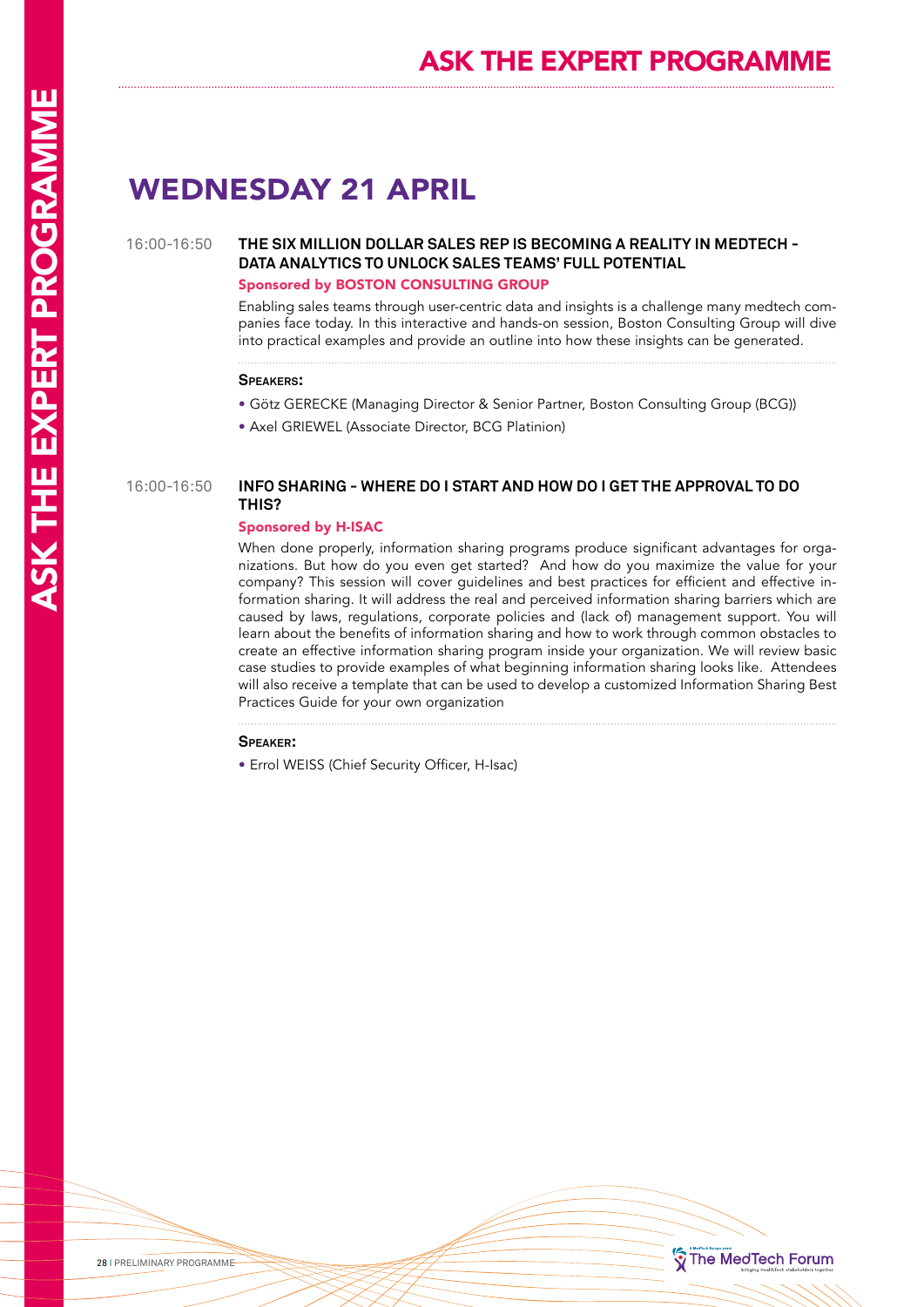# WEDNESDAY 21 APRIL

16:00-16:50

### THE SIX MILLION DOLLAR SALES REP IS BECOMING A REALITY IN MEDTECH – DATA ANALYTICS TO UNLOCK SALES TEAMS' FULL POTENTIAL

**Sponsored by BOSTON CONSULTING GROUP**

Enabling sales teams through user-centric data and insights is a challenge many medtech companies face today. In this interactive and hands-on session, Boston Consulting Group will dive into practical examples and provide an outline into how these insights can be generated.

**SPEAKERS:**

- Götz GERECKE (Managing Director & Senior Partner, Boston Consulting Group (BCG))
- Axel GRIEWEL (Associate Director, BCG Platinion)

16:00-16:50

### INFO SHARING - WHERE DO I START AND HOW DO I GET THE APPROVAL TO DO THIS?

**Sponsored by H-ISAC**

When done properly, information sharing programs produce significant advantages for organizations. But how do you even get started? And how do you maximize the value for your company? This session will cover guidelines and best practices for efficient and effective information sharing. It will address the real and perceived information sharing barriers which are caused by laws, regulations, corporate policies and (lack of) management support. You will learn about the benefits of information sharing and how to work through common obstacles to create an effective information sharing program inside your organization. We will review basic case studies to provide examples of what beginning information sharing looks like. Attendees will also receive a template that can be used to develop a customized Information Sharing Best Practices Guide for your own organization

**SPEAKER:**

- Errol WEISS (Chief Security Officer, H-Isac)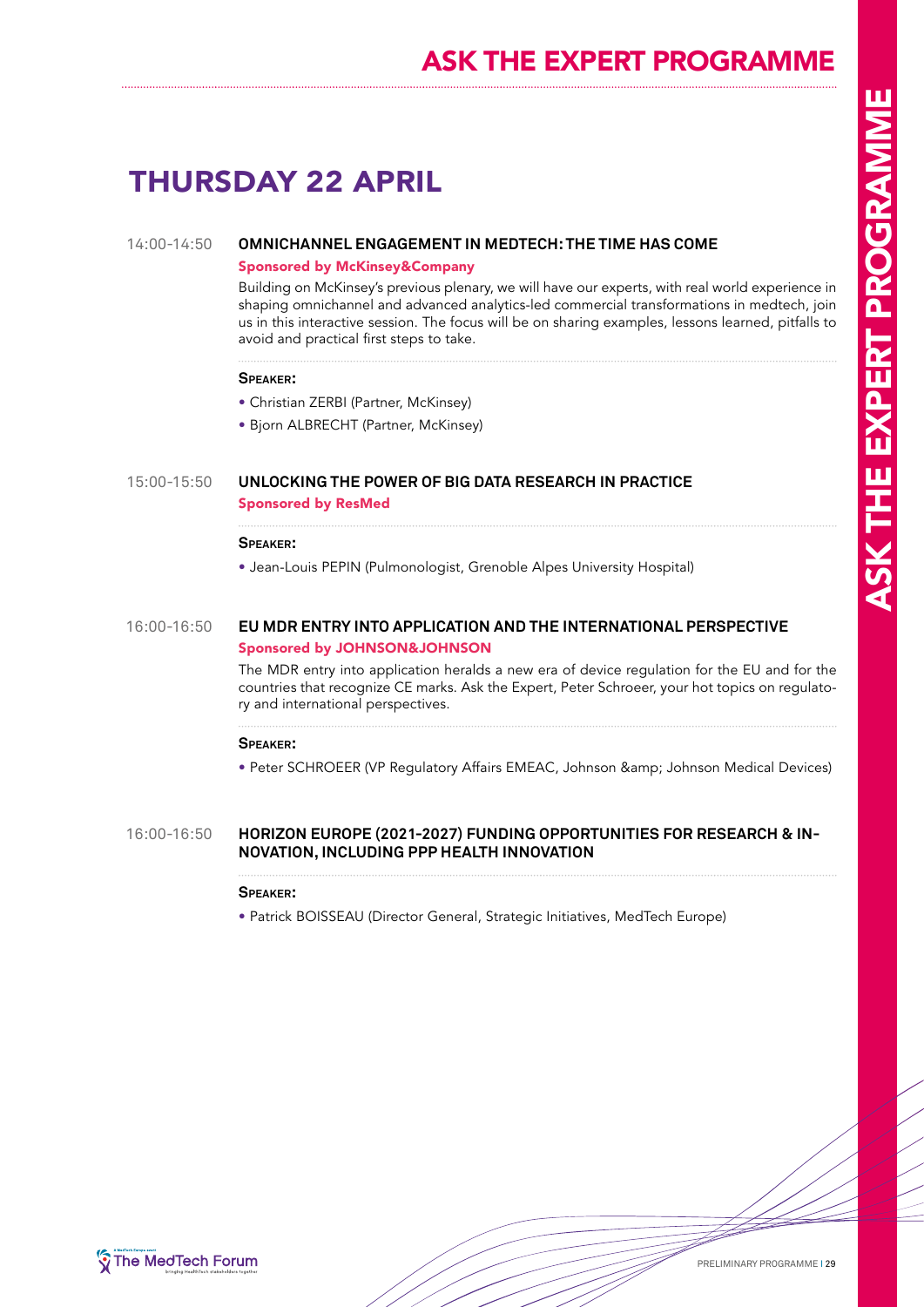# ASK THE EXPERT PROGRAMME

## THURSDAY 22 APRIL

14:00-14:50 **OMNICHANNEL ENGAGEMENT IN MEDTECH: THE TIME HAS COME**

**Sponsored by McKinsey&Company**

Building on McKinsey's previous plenary, we will have our experts, with real world experience in shaping omnichannel and advanced analytics-led commercial transformations in medtech, join us in this interactive session. The focus will be on sharing examples, lessons learned, pitfalls to avoid and practical first steps to take.

**SPEAKER:**

- Christian ZERBI (Partner, McKinsey)
- Bjorn ALBRECHT (Partner, McKinsey)

15:00-15:50 **UNLOCKING THE POWER OF BIG DATA RESEARCH IN PRACTICE**

**Sponsored by ResMed**

**SPEAKER:**

- Jean-Louis PEPIN (Pulmonologist, Grenoble Alpes University Hospital)

16:00-16:50 **EU MDR ENTRY INTO APPLICATION AND THE INTERNATIONAL PERSPECTIVE**

**Sponsored by JOHNSON&JOHNSON**

The MDR entry into application heralds a new era of device regulation for the EU and for the countries that recognize CE marks. Ask the Expert, Peter Schroeer, your hot topics on regulatory and international perspectives.

**SPEAKER:**

- Peter SCHROEER (VP Regulatory Affairs EMEAC, Johnson &amp; Johnson Medical Devices)

16:00-16:50 **HORIZON EUROPE (2021-2027) FUNDING OPPORTUNITIES FOR RESEARCH & INNOVATION, INCLUDING PPP HEALTH INNOVATION**

**SPEAKER:**

- Patrick BOISSEAU (Director General, Strategic Initiatives, MedTech Europe)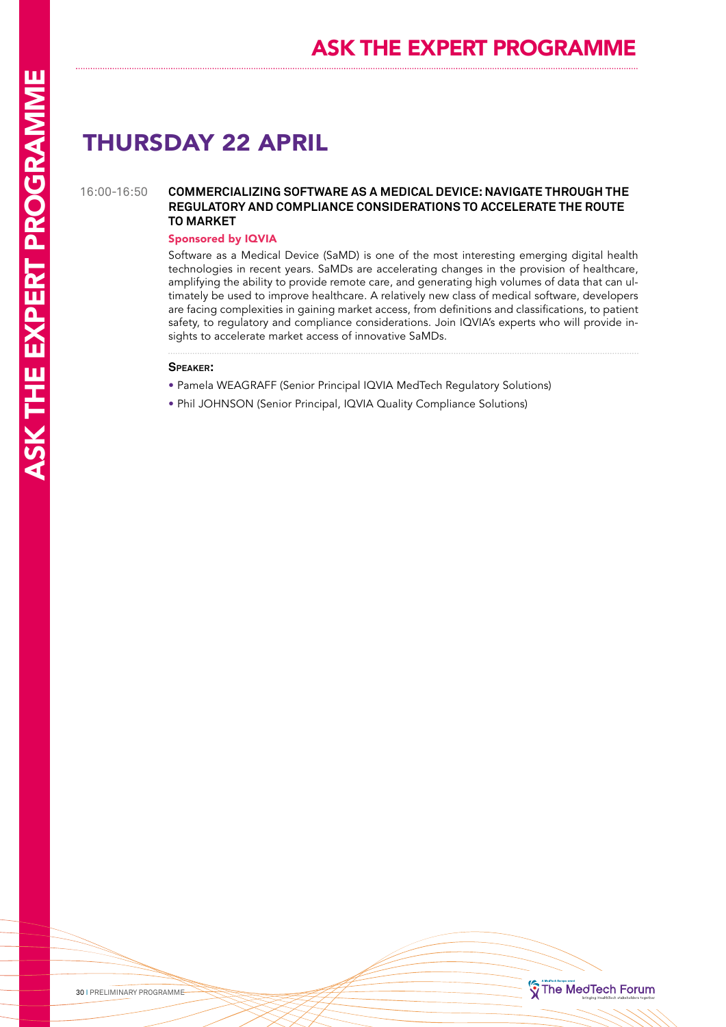# THURSDAY 22 APRIL

16:00-16:50 **COMMERCIALIZING SOFTWARE AS A MEDICAL DEVICE: NAVIGATE THROUGH THE REGULATORY AND COMPLIANCE CONSIDERATIONS TO ACCELERATE THE ROUTE TO MARKET**

**Sponsored by IQVIA**

Software as a Medical Device (SaMD) is one of the most interesting emerging digital health technologies in recent years. SaMDs are accelerating changes in the provision of healthcare, amplifying the ability to provide remote care, and generating high volumes of data that can ultimately be used to improve healthcare. A relatively new class of medical software, developers are facing complexities in gaining market access, from definitions and classifications, to patient safety, to regulatory and compliance considerations. Join IQVIA's experts who will provide insights to accelerate market access of innovative SaMDs.

**Speaker:**

- Pamela WEAGRAFF (Senior Principal IQVIA MedTech Regulatory Solutions)
- Phil JOHNSON (Senior Principal, IQVIA Quality Compliance Solutions)